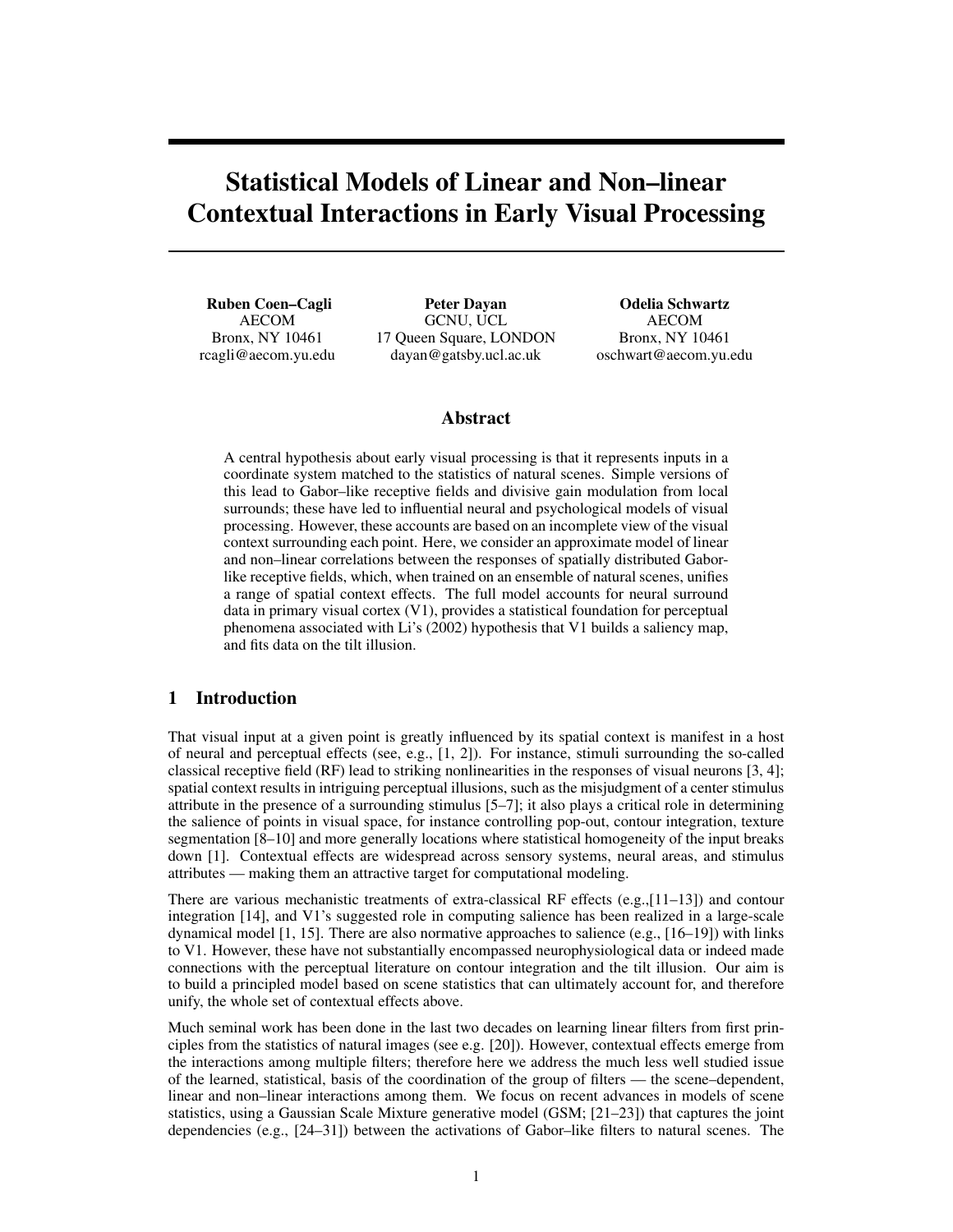# Statistical Models of Linear and Non–linear Contextual Interactions in Early Visual Processing

**Ruben Coen–Cagli**
AECOM
Bronx, NY 10461
rcagli@aecom.yu.edu

**Peter Dayan**
GCNU, UCL
17 Queen Square, LONDON
dayan@gatsby.ucl.ac.uk

**Odelia Schwartz**
AECOM
Bronx, NY 10461
oschwart@aecom.yu.edu

## Abstract

A central hypothesis about early visual processing is that it represents inputs in a coordinate system matched to the statistics of natural scenes. Simple versions of this lead to Gabor–like receptive fields and divisive gain modulation from local surrounds; these have led to influential neural and psychological models of visual processing. However, these accounts are based on an incomplete view of the visual context surrounding each point. Here, we consider an approximate model of linear and non–linear correlations between the responses of spatially distributed Gabor-like receptive fields, which, when trained on an ensemble of natural scenes, unifies a range of spatial context effects. The full model accounts for neural surround data in primary visual cortex (V1), provides a statistical foundation for perceptual phenomena associated with Li's (2002) hypothesis that V1 builds a saliency map, and fits data on the tilt illusion.

## 1 Introduction

That visual input at a given point is greatly influenced by its spatial context is manifest in a host of neural and perceptual effects (see, e.g., [1, 2]). For instance, stimuli surrounding the so-called classical receptive field (RF) lead to striking nonlinearities in the responses of visual neurons [3, 4]; spatial context results in intriguing perceptual illusions, such as the misjudgment of a center stimulus attribute in the presence of a surrounding stimulus [5–7]; it also plays a critical role in determining the salience of points in visual space, for instance controlling pop-out, contour integration, texture segmentation [8–10] and more generally locations where statistical homogeneity of the input breaks down [1]. Contextual effects are widespread across sensory systems, neural areas, and stimulus attributes — making them an attractive target for computational modeling.

There are various mechanistic treatments of extra-classical RF effects (e.g.,[11–13]) and contour integration [14], and V1's suggested role in computing salience has been realized in a large-scale dynamical model [1, 15]. There are also normative approaches to salience (e.g., [16–19]) with links to V1. However, these have not substantially encompassed neurophysiological data or indeed made connections with the perceptual literature on contour integration and the tilt illusion. Our aim is to build a principled model based on scene statistics that can ultimately account for, and therefore unify, the whole set of contextual effects above.

Much seminal work has been done in the last two decades on learning linear filters from first principles from the statistics of natural images (see e.g. [20]). However, contextual effects emerge from the interactions among multiple filters; therefore here we address the much less well studied issue of the learned, statistical, basis of the coordination of the group of filters — the scene–dependent, linear and non–linear interactions among them. We focus on recent advances in models of scene statistics, using a Gaussian Scale Mixture generative model (GSM; [21–23]) that captures the joint dependencies (e.g., [24–31]) between the activations of Gabor–like filters to natural scenes. The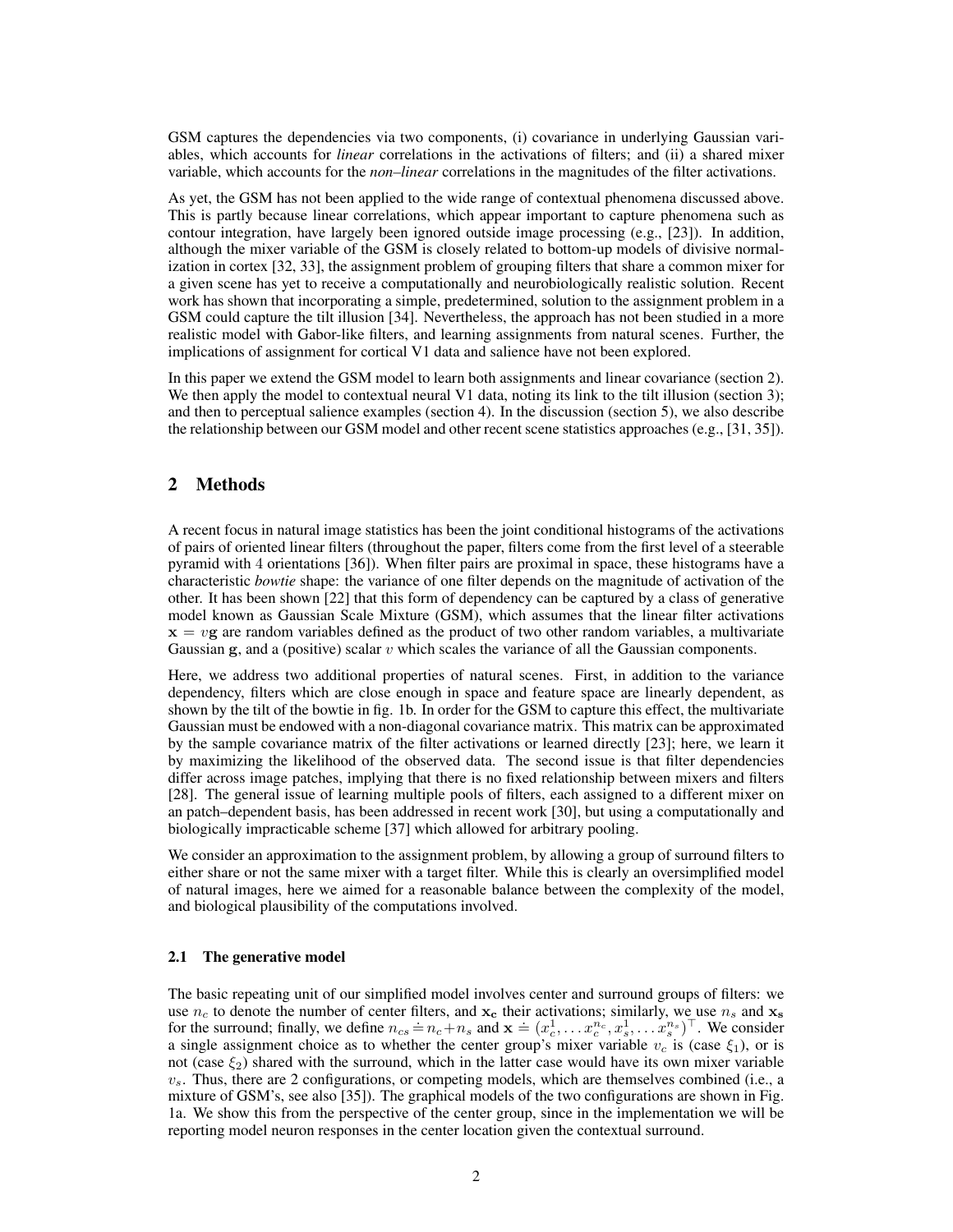GSM captures the dependencies via two components, (i) covariance in underlying Gaussian variables, which accounts for *linear* correlations in the activations of filters; and (ii) a shared mixer variable, which accounts for the *non–linear* correlations in the magnitudes of the filter activations.

As yet, the GSM has not been applied to the wide range of contextual phenomena discussed above. This is partly because linear correlations, which appear important to capture phenomena such as contour integration, have largely been ignored outside image processing (e.g., [23]). In addition, although the mixer variable of the GSM is closely related to bottom-up models of divisive normalization in cortex [32, 33], the assignment problem of grouping filters that share a common mixer for a given scene has yet to receive a computationally and neurobiologically realistic solution. Recent work has shown that incorporating a simple, predetermined, solution to the assignment problem in a GSM could capture the tilt illusion [34]. Nevertheless, the approach has not been studied in a more realistic model with Gabor-like filters, and learning assignments from natural scenes. Further, the implications of assignment for cortical V1 data and salience have not been explored.

In this paper we extend the GSM model to learn both assignments and linear covariance (section 2). We then apply the model to contextual neural V1 data, noting its link to the tilt illusion (section 3); and then to perceptual salience examples (section 4). In the discussion (section 5), we also describe the relationship between our GSM model and other recent scene statistics approaches (e.g., [31, 35]).

## 2 Methods

A recent focus in natural image statistics has been the joint conditional histograms of the activations of pairs of oriented linear filters (throughout the paper, filters come from the first level of a steerable pyramid with 4 orientations [36]). When filter pairs are proximal in space, these histograms have a characteristic *bowtie* shape: the variance of one filter depends on the magnitude of activation of the other. It has been shown [22] that this form of dependency can be captured by a class of generative model known as Gaussian Scale Mixture (GSM), which assumes that the linear filter activations $\mathbf{x} = v\mathbf{g}$ are random variables defined as the product of two other random variables, a multivariate Gaussian $\mathbf{g}$, and a (positive) scalar $v$ which scales the variance of all the Gaussian components.

Here, we address two additional properties of natural scenes. First, in addition to the variance dependency, filters which are close enough in space and feature space are linearly dependent, as shown by the tilt of the bowtie in fig. 1b. In order for the GSM to capture this effect, the multivariate Gaussian must be endowed with a non-diagonal covariance matrix. This matrix can be approximated by the sample covariance matrix of the filter activations or learned directly [23]; here, we learn it by maximizing the likelihood of the observed data. The second issue is that filter dependencies differ across image patches, implying that there is no fixed relationship between mixers and filters [28]. The general issue of learning multiple pools of filters, each assigned to a different mixer on an patch–dependent basis, has been addressed in recent work [30], but using a computationally and biologically impracticable scheme [37] which allowed for arbitrary pooling.

We consider an approximation to the assignment problem, by allowing a group of surround filters to either share or not the same mixer with a target filter. While this is clearly an oversimplified model of natural images, here we aimed for a reasonable balance between the complexity of the model, and biological plausibility of the computations involved.

### 2.1 The generative model

The basic repeating unit of our simplified model involves center and surround groups of filters: we use $n_c$ to denote the number of center filters, and $\mathbf{x_c}$ their activations; similarly, we use $n_s$ and $\mathbf{x_s}$ for the surround; finally, we define $n_{cs} \doteq n_c + n_s$ and $\mathbf{x} \doteq (x_c^1, \ldots x_c^{n_c}, x_s^1, \ldots x_s^{n_s})^\top$. We consider a single assignment choice as to whether the center group's mixer variable $v_c$ is (case $\xi_1$), or is not (case $\xi_2$) shared with the surround, which in the latter case would have its own mixer variable $v_s$. Thus, there are 2 configurations, or competing models, which are themselves combined (i.e., a mixture of GSM's, see also [35]). The graphical models of the two configurations are shown in Fig. 1a. We show this from the perspective of the center group, since in the implementation we will be reporting model neuron responses in the center location given the contextual surround.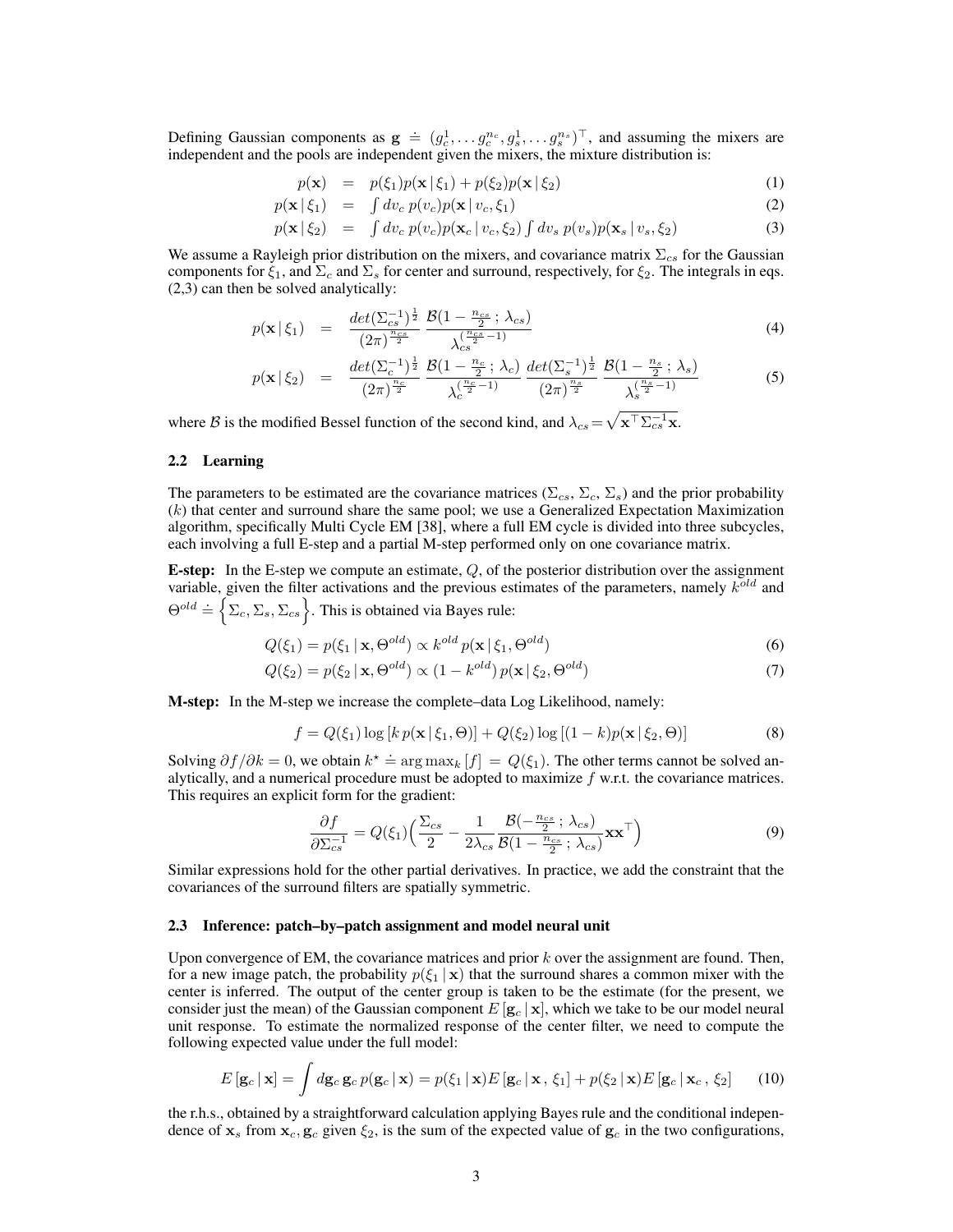Defining Gaussian components as $\mathbf{g} \doteq (g_c^1, \ldots g_c^{n_c}, g_s^1, \ldots g_s^{n_s})^\top$, and assuming the mixers are independent and the pools are independent given the mixers, the mixture distribution is:

$$p(\mathbf{x}) = p(\xi_1)p(\mathbf{x}\,|\,\xi_1) + p(\xi_2)p(\mathbf{x}\,|\,\xi_2) \tag{1}$$

$$p(\mathbf{x}\,|\,\xi_1) = \int dv_c\, p(v_c)p(\mathbf{x}\,|\,v_c, \xi_1) \tag{2}$$

$$p(\mathbf{x}\,|\,\xi_2) = \int dv_c\, p(v_c)p(\mathbf{x}_c\,|\,v_c, \xi_2) \int dv_s\, p(v_s)p(\mathbf{x}_s\,|\,v_s, \xi_2) \tag{3}$$

We assume a Rayleigh prior distribution on the mixers, and covariance matrix $\Sigma_{cs}$ for the Gaussian components for $\xi_1$, and $\Sigma_c$ and $\Sigma_s$ for center and surround, respectively, for $\xi_2$. The integrals in eqs. (2,3) can then be solved analytically:

$$p(\mathbf{x}\,|\,\xi_1) = \frac{det(\Sigma_{cs}^{-1})^{\frac{1}{2}}}{(2\pi)^{\frac{n_{cs}}{2}}} \frac{\mathcal{B}(1 - \frac{n_{cs}}{2}\,;\,\lambda_{cs})}{\lambda_{cs}^{(\frac{n_{cs}}{2}-1)}} \tag{4}$$

$$p(\mathbf{x}\,|\,\xi_2) = \frac{det(\Sigma_{c}^{-1})^{\frac{1}{2}}}{(2\pi)^{\frac{n_{c}}{2}}} \frac{\mathcal{B}(1 - \frac{n_{c}}{2}\,;\,\lambda_{c})}{\lambda_{c}^{(\frac{n_{c}}{2}-1)}} \frac{det(\Sigma_{s}^{-1})^{\frac{1}{2}}}{(2\pi)^{\frac{n_{s}}{2}}} \frac{\mathcal{B}(1 - \frac{n_{s}}{2}\,;\,\lambda_{s})}{\lambda_{s}^{(\frac{n_{s}}{2}-1)}} \tag{5}$$

where $\mathcal{B}$ is the modified Bessel function of the second kind, and $\lambda_{cs} = \sqrt{\mathbf{x}^\top \Sigma_{cs}^{-1}\mathbf{x}}$.

### 2.2 Learning

The parameters to be estimated are the covariance matrices ($\Sigma_{cs}$, $\Sigma_c$, $\Sigma_s$) and the prior probability ($k$) that center and surround share the same pool; we use a Generalized Expectation Maximization algorithm, specifically Multi Cycle EM [38], where a full EM cycle is divided into three subcycles, each involving a full E-step and a partial M-step performed only on one covariance matrix.

**E-step:** In the E-step we compute an estimate, $Q$, of the posterior distribution over the assignment variable, given the filter activations and the previous estimates of the parameters, namely $k^{old}$ and $\Theta^{old} \doteq \left\{\Sigma_c, \Sigma_s, \Sigma_{cs}\right\}$. This is obtained via Bayes rule:

$$Q(\xi_1) = p(\xi_1\,|\,\mathbf{x}, \Theta^{old}) \propto k^{old}\, p(\mathbf{x}\,|\,\xi_1, \Theta^{old}) \tag{6}$$

$$Q(\xi_2) = p(\xi_2\,|\,\mathbf{x}, \Theta^{old}) \propto (1 - k^{old})\, p(\mathbf{x}\,|\,\xi_2, \Theta^{old}) \tag{7}$$

**M-step:** In the M-step we increase the complete–data Log Likelihood, namely:

$$f = Q(\xi_1) \log\left[k\, p(\mathbf{x}\,|\,\xi_1, \Theta)\right] + Q(\xi_2) \log\left[(1-k)p(\mathbf{x}\,|\,\xi_2, \Theta)\right] \tag{8}$$

Solving $\partial f / \partial k = 0$, we obtain $k^\star \doteq \arg\max_k [f] = Q(\xi_1)$. The other terms cannot be solved analytically, and a numerical procedure must be adopted to maximize $f$ w.r.t. the covariance matrices. This requires an explicit form for the gradient:

$$\frac{\partial f}{\partial \Sigma_{cs}^{-1}} = Q(\xi_1)\Big(\frac{\Sigma_{cs}}{2} - \frac{1}{2\lambda_{cs}} \frac{\mathcal{B}(-\frac{n_{cs}}{2}\,;\,\lambda_{cs})}{\mathcal{B}(1-\frac{n_{cs}}{2}\,;\,\lambda_{cs})}\mathbf{x}\mathbf{x}^\top\Big) \tag{9}$$

Similar expressions hold for the other partial derivatives. In practice, we add the constraint that the covariances of the surround filters are spatially symmetric.

### 2.3 Inference: patch–by–patch assignment and model neural unit

Upon convergence of EM, the covariance matrices and prior $k$ over the assignment are found. Then, for a new image patch, the probability $p(\xi_1\,|\,\mathbf{x})$ that the surround shares a common mixer with the center is inferred. The output of the center group is taken to be the estimate (for the present, we consider just the mean) of the Gaussian component $E\left[\mathbf{g}_c\,|\,\mathbf{x}\right]$, which we take to be our model neural unit response. To estimate the normalized response of the center filter, we need to compute the following expected value under the full model:

$$E\left[\mathbf{g}_c\,|\,\mathbf{x}\right] = \int d\mathbf{g}_c\, \mathbf{g}_c\, p(\mathbf{g}_c\,|\,\mathbf{x}) = p(\xi_1\,|\,\mathbf{x})E\left[\mathbf{g}_c\,|\,\mathbf{x}\,,\,\xi_1\right] + p(\xi_2\,|\,\mathbf{x})E\left[\mathbf{g}_c\,|\,\mathbf{x}_c\,,\,\xi_2\right] \tag{10}$$

the r.h.s., obtained by a straightforward calculation applying Bayes rule and the conditional independence of $\mathbf{x}_s$ from $\mathbf{x}_c, \mathbf{g}_c$ given $\xi_2$, is the sum of the expected value of $\mathbf{g}_c$ in the two configurations,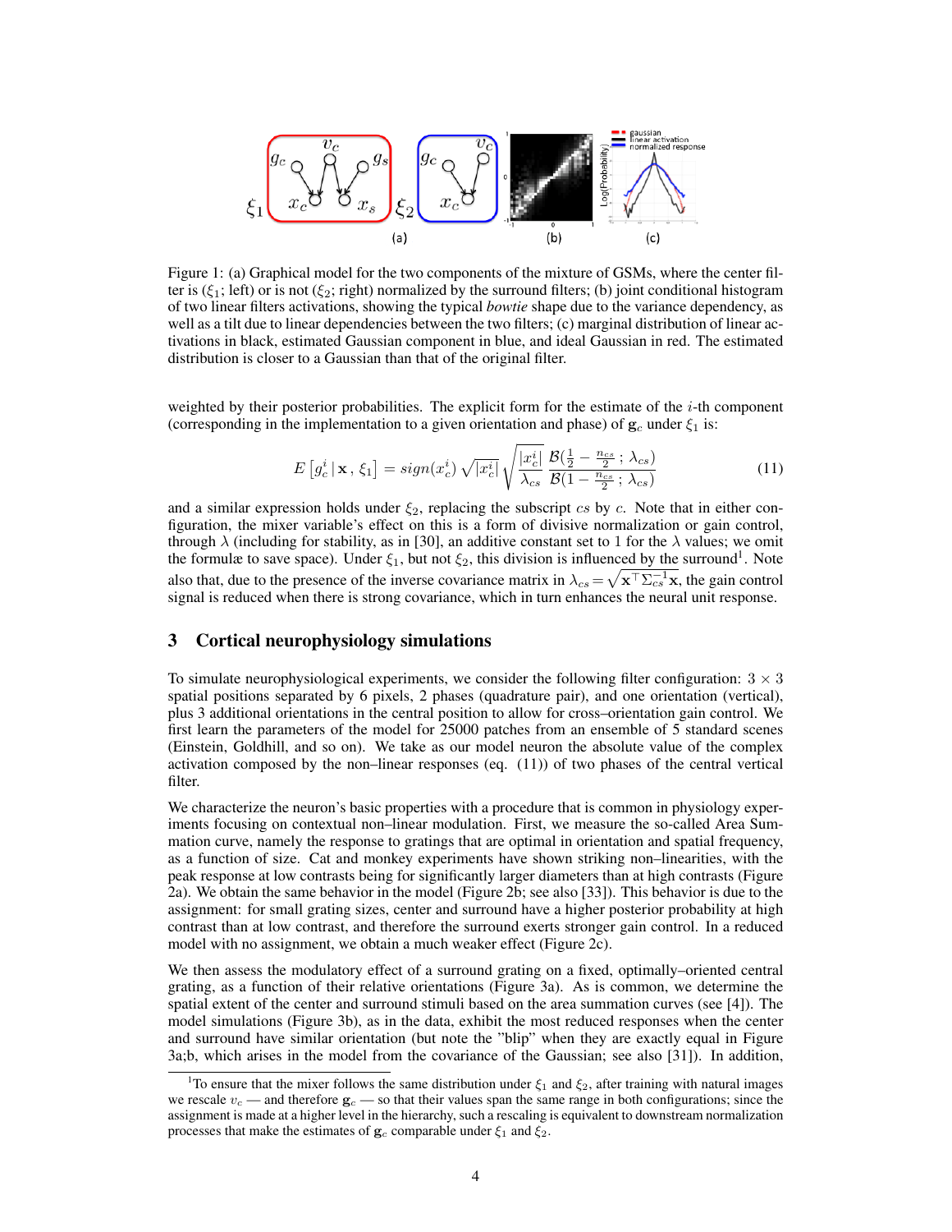Figure 1: (a) Graphical model for the two components of the mixture of GSMs, where the center filter is ($\xi_1$; left) or is not ($\xi_2$; right) normalized by the surround filters; (b) joint conditional histogram of two linear filters activations, showing the typical *bowtie* shape due to the variance dependency, as well as a tilt due to linear dependencies between the two filters; (c) marginal distribution of linear activations in black, estimated Gaussian component in blue, and ideal Gaussian in red. The estimated distribution is closer to a Gaussian than that of the original filter.

weighted by their posterior probabilities. The explicit form for the estimate of the $i$-th component (corresponding in the implementation to a given orientation and phase) of $\mathbf{g}_c$ under $\xi_1$ is:

$$E\left[g_c^i \,|\, \mathbf{x}\,,\, \xi_1\right] = sign(x_c^i)\,\sqrt{|x_c^i|}\,\sqrt{\frac{|x_c^i|}{\lambda_{cs}}\,\frac{\mathcal{B}(\frac{1}{2}-\frac{n_{cs}}{2}\,;\,\lambda_{cs})}{\mathcal{B}(1-\frac{n_{cs}}{2}\,;\,\lambda_{cs})}} \tag{11}$$

and a similar expression holds under $\xi_2$, replacing the subscript $cs$ by $c$. Note that in either configuration, the mixer variable's effect on this is a form of divisive normalization or gain control, through $\lambda$ (including for stability, as in [30], an additive constant set to 1 for the $\lambda$ values; we omit the formulæ to save space). Under $\xi_1$, but not $\xi_2$, this division is influenced by the surround[1]. Note also that, due to the presence of the inverse covariance matrix in $\lambda_{cs} = \sqrt{\mathbf{x}^\top \Sigma_{cs}^{-1} \mathbf{x}}$, the gain control signal is reduced when there is strong covariance, which in turn enhances the neural unit response.

## 3 Cortical neurophysiology simulations

To simulate neurophysiological experiments, we consider the following filter configuration: $3 \times 3$ spatial positions separated by 6 pixels, 2 phases (quadrature pair), and one orientation (vertical), plus 3 additional orientations in the central position to allow for cross–orientation gain control. We first learn the parameters of the model for 25000 patches from an ensemble of 5 standard scenes (Einstein, Goldhill, and so on). We take as our model neuron the absolute value of the complex activation composed by the non–linear responses (eq. (11)) of two phases of the central vertical filter.

We characterize the neuron's basic properties with a procedure that is common in physiology experiments focusing on contextual non–linear modulation. First, we measure the so-called Area Summation curve, namely the response to gratings that are optimal in orientation and spatial frequency, as a function of size. Cat and monkey experiments have shown striking non–linearities, with the peak response at low contrasts being for significantly larger diameters than at high contrasts (Figure 2a). We obtain the same behavior in the model (Figure 2b; see also [33]). This behavior is due to the assignment: for small grating sizes, center and surround have a higher posterior probability at high contrast than at low contrast, and therefore the surround exerts stronger gain control. In a reduced model with no assignment, we obtain a much weaker effect (Figure 2c).

We then assess the modulatory effect of a surround grating on a fixed, optimally–oriented central grating, as a function of their relative orientations (Figure 3a). As is common, we determine the spatial extent of the center and surround stimuli based on the area summation curves (see [4]). The model simulations (Figure 3b), as in the data, exhibit the most reduced responses when the center and surround have similar orientation (but note the "blip" when they are exactly equal in Figure 3a;b, which arises in the model from the covariance of the Gaussian; see also [31]). In addition,

[1] To ensure that the mixer follows the same distribution under $\xi_1$ and $\xi_2$, after training with natural images we rescale $v_c$ — and therefore $\mathbf{g}_c$ — so that their values span the same range in both configurations; since the assignment is made at a higher level in the hierarchy, such a rescaling is equivalent to downstream normalization processes that make the estimates of $\mathbf{g}_c$ comparable under $\xi_1$ and $\xi_2$.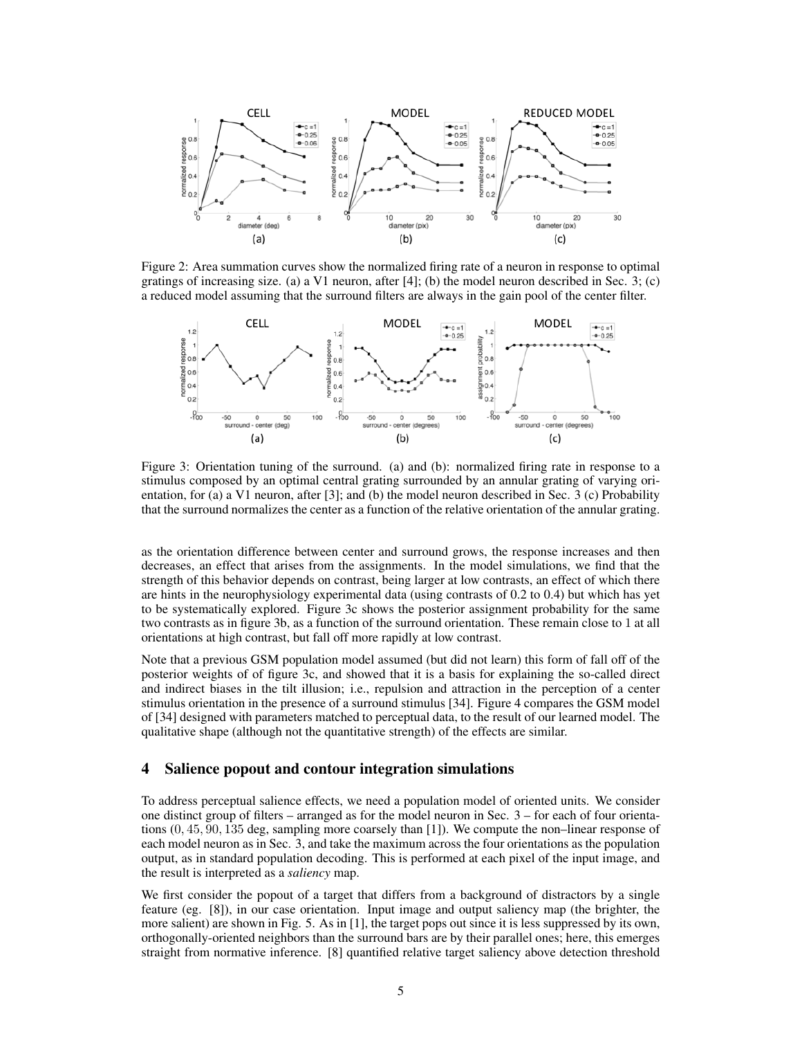Figure 2: Area summation curves show the normalized firing rate of a neuron in response to optimal gratings of increasing size. (a) a V1 neuron, after [4]; (b) the model neuron described in Sec. 3; (c) a reduced model assuming that the surround filters are always in the gain pool of the center filter.

Figure 3: Orientation tuning of the surround. (a) and (b): normalized firing rate in response to a stimulus composed by an optimal central grating surrounded by an annular grating of varying orientation, for (a) a V1 neuron, after [3]; and (b) the model neuron described in Sec. 3 (c) Probability that the surround normalizes the center as a function of the relative orientation of the annular grating.

as the orientation difference between center and surround grows, the response increases and then decreases, an effect that arises from the assignments. In the model simulations, we find that the strength of this behavior depends on contrast, being larger at low contrasts, an effect of which there are hints in the neurophysiology experimental data (using contrasts of 0.2 to 0.4) but which has yet to be systematically explored. Figure 3c shows the posterior assignment probability for the same two contrasts as in figure 3b, as a function of the surround orientation. These remain close to 1 at all orientations at high contrast, but fall off more rapidly at low contrast.

Note that a previous GSM population model assumed (but did not learn) this form of fall off of the posterior weights of of figure 3c, and showed that it is a basis for explaining the so-called direct and indirect biases in the tilt illusion; i.e., repulsion and attraction in the perception of a center stimulus orientation in the presence of a surround stimulus [34]. Figure 4 compares the GSM model of [34] designed with parameters matched to perceptual data, to the result of our learned model. The qualitative shape (although not the quantitative strength) of the effects are similar.

## 4 Salience popout and contour integration simulations

To address perceptual salience effects, we need a population model of oriented units. We consider one distinct group of filters – arranged as for the model neuron in Sec. 3 – for each of four orientations $(0, 45, 90, 135$ deg, sampling more coarsely than [1]). We compute the non–linear response of each model neuron as in Sec. 3, and take the maximum across the four orientations as the population output, as in standard population decoding. This is performed at each pixel of the input image, and the result is interpreted as a *saliency* map.

We first consider the popout of a target that differs from a background of distractors by a single feature (eg. [8]), in our case orientation. Input image and output saliency map (the brighter, the more salient) are shown in Fig. 5. As in [1], the target pops out since it is less suppressed by its own, orthogonally-oriented neighbors than the surround bars are by their parallel ones; here, this emerges straight from normative inference. [8] quantified relative target saliency above detection threshold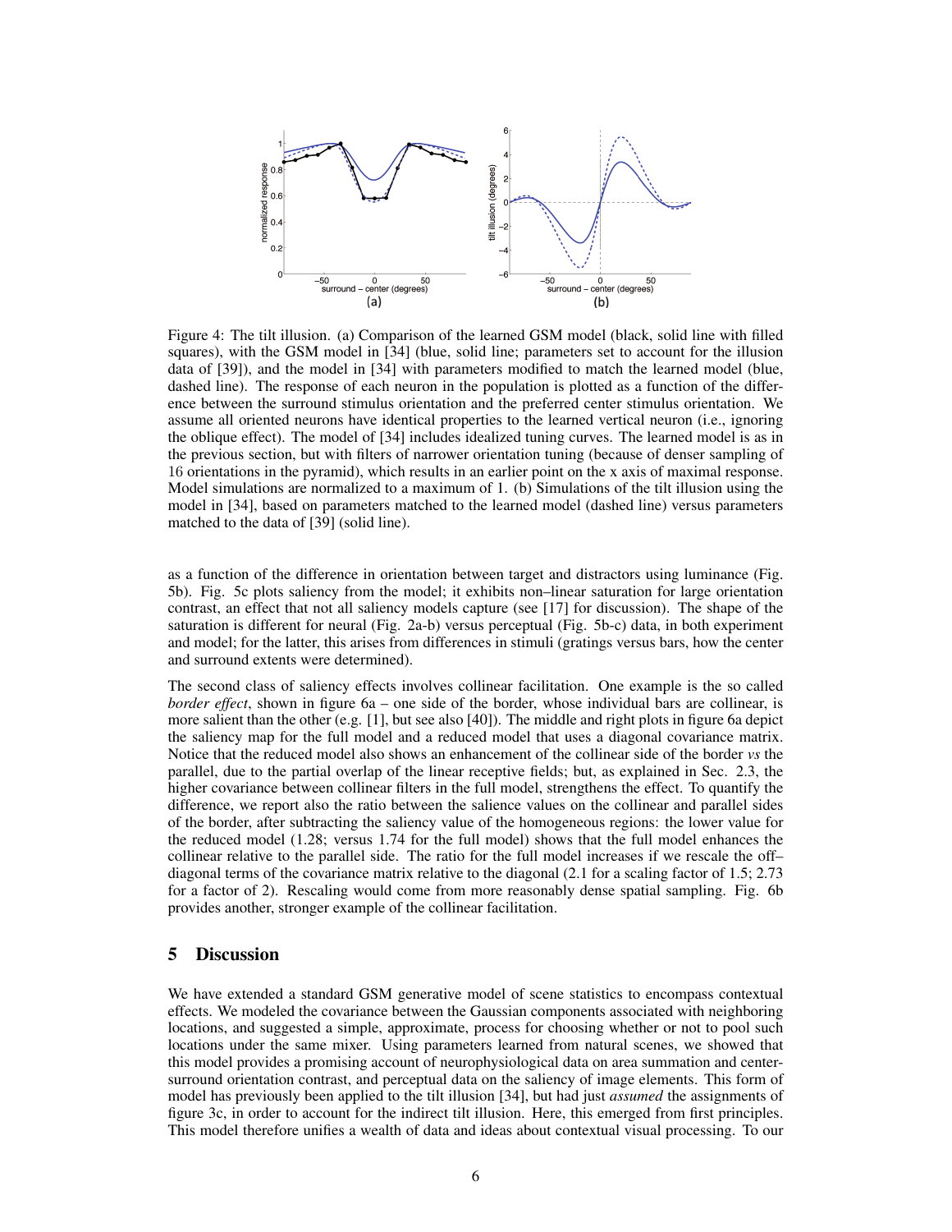Figure 4: The tilt illusion. (a) Comparison of the learned GSM model (black, solid line with filled squares), with the GSM model in [34] (blue, solid line; parameters set to account for the illusion data of [39]), and the model in [34] with parameters modified to match the learned model (blue, dashed line). The response of each neuron in the population is plotted as a function of the difference between the surround stimulus orientation and the preferred center stimulus orientation. We assume all oriented neurons have identical properties to the learned vertical neuron (i.e., ignoring the oblique effect). The model of [34] includes idealized tuning curves. The learned model is as in the previous section, but with filters of narrower orientation tuning (because of denser sampling of 16 orientations in the pyramid), which results in an earlier point on the x axis of maximal response. Model simulations are normalized to a maximum of 1. (b) Simulations of the tilt illusion using the model in [34], based on parameters matched to the learned model (dashed line) versus parameters matched to the data of [39] (solid line).

as a function of the difference in orientation between target and distractors using luminance (Fig. 5b). Fig. 5c plots saliency from the model; it exhibits non–linear saturation for large orientation contrast, an effect that not all saliency models capture (see [17] for discussion). The shape of the saturation is different for neural (Fig. 2a-b) versus perceptual (Fig. 5b-c) data, in both experiment and model; for the latter, this arises from differences in stimuli (gratings versus bars, how the center and surround extents were determined).

The second class of saliency effects involves collinear facilitation. One example is the so called *border effect*, shown in figure 6a – one side of the border, whose individual bars are collinear, is more salient than the other (e.g. [1], but see also [40]). The middle and right plots in figure 6a depict the saliency map for the full model and a reduced model that uses a diagonal covariance matrix. Notice that the reduced model also shows an enhancement of the collinear side of the border *vs* the parallel, due to the partial overlap of the linear receptive fields; but, as explained in Sec. 2.3, the higher covariance between collinear filters in the full model, strengthens the effect. To quantify the difference, we report also the ratio between the salience values on the collinear and parallel sides of the border, after subtracting the saliency value of the homogeneous regions: the lower value for the reduced model (1.28; versus 1.74 for the full model) shows that the full model enhances the collinear relative to the parallel side. The ratio for the full model increases if we rescale the off–diagonal terms of the covariance matrix relative to the diagonal (2.1 for a scaling factor of 1.5; 2.73 for a factor of 2). Rescaling would come from more reasonably dense spatial sampling. Fig. 6b provides another, stronger example of the collinear facilitation.

## 5 Discussion

We have extended a standard GSM generative model of scene statistics to encompass contextual effects. We modeled the covariance between the Gaussian components associated with neighboring locations, and suggested a simple, approximate, process for choosing whether or not to pool such locations under the same mixer. Using parameters learned from natural scenes, we showed that this model provides a promising account of neurophysiological data on area summation and center-surround orientation contrast, and perceptual data on the saliency of image elements. This form of model has previously been applied to the tilt illusion [34], but had just *assumed* the assignments of figure 3c, in order to account for the indirect tilt illusion. Here, this emerged from first principles. This model therefore unifies a wealth of data and ideas about contextual visual processing. To our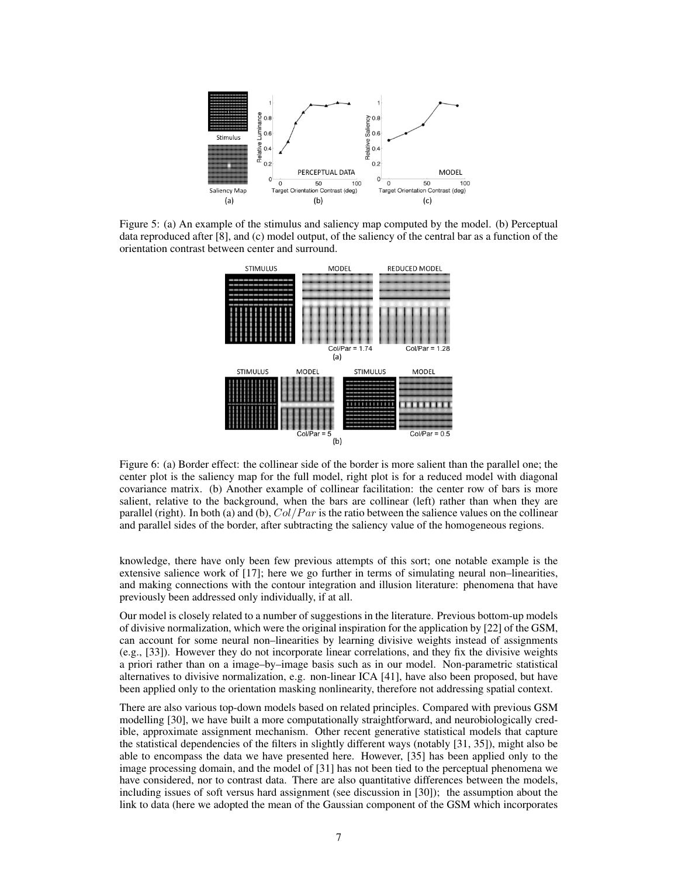Figure 5: (a) An example of the stimulus and saliency map computed by the model. (b) Perceptual data reproduced after [8], and (c) model output, of the saliency of the central bar as a function of the orientation contrast between center and surround.

Figure 6: (a) Border effect: the collinear side of the border is more salient than the parallel one; the center plot is the saliency map for the full model, right plot is for a reduced model with diagonal covariance matrix. (b) Another example of collinear facilitation: the center row of bars is more salient, relative to the background, when the bars are collinear (left) rather than when they are parallel (right). In both (a) and (b), $Col/Par$ is the ratio between the salience values on the collinear and parallel sides of the border, after subtracting the saliency value of the homogeneous regions.

knowledge, there have only been few previous attempts of this sort; one notable example is the extensive salience work of [17]; here we go further in terms of simulating neural non–linearities, and making connections with the contour integration and illusion literature: phenomena that have previously been addressed only individually, if at all.

Our model is closely related to a number of suggestions in the literature. Previous bottom-up models of divisive normalization, which were the original inspiration for the application by [22] of the GSM, can account for some neural non–linearities by learning divisive weights instead of assignments (e.g., [33]). However they do not incorporate linear correlations, and they fix the divisive weights a priori rather than on a image–by–image basis such as in our model. Non-parametric statistical alternatives to divisive normalization, e.g. non-linear ICA [41], have also been proposed, but have been applied only to the orientation masking nonlinearity, therefore not addressing spatial context.

There are also various top-down models based on related principles. Compared with previous GSM modelling [30], we have built a more computationally straightforward, and neurobiologically credible, approximate assignment mechanism. Other recent generative statistical models that capture the statistical dependencies of the filters in slightly different ways (notably [31, 35]), might also be able to encompass the data we have presented here. However, [35] has been applied only to the image processing domain, and the model of [31] has not been tied to the perceptual phenomena we have considered, nor to contrast data. There are also quantitative differences between the models, including issues of soft versus hard assignment (see discussion in [30]); the assumption about the link to data (here we adopted the mean of the Gaussian component of the GSM which incorporates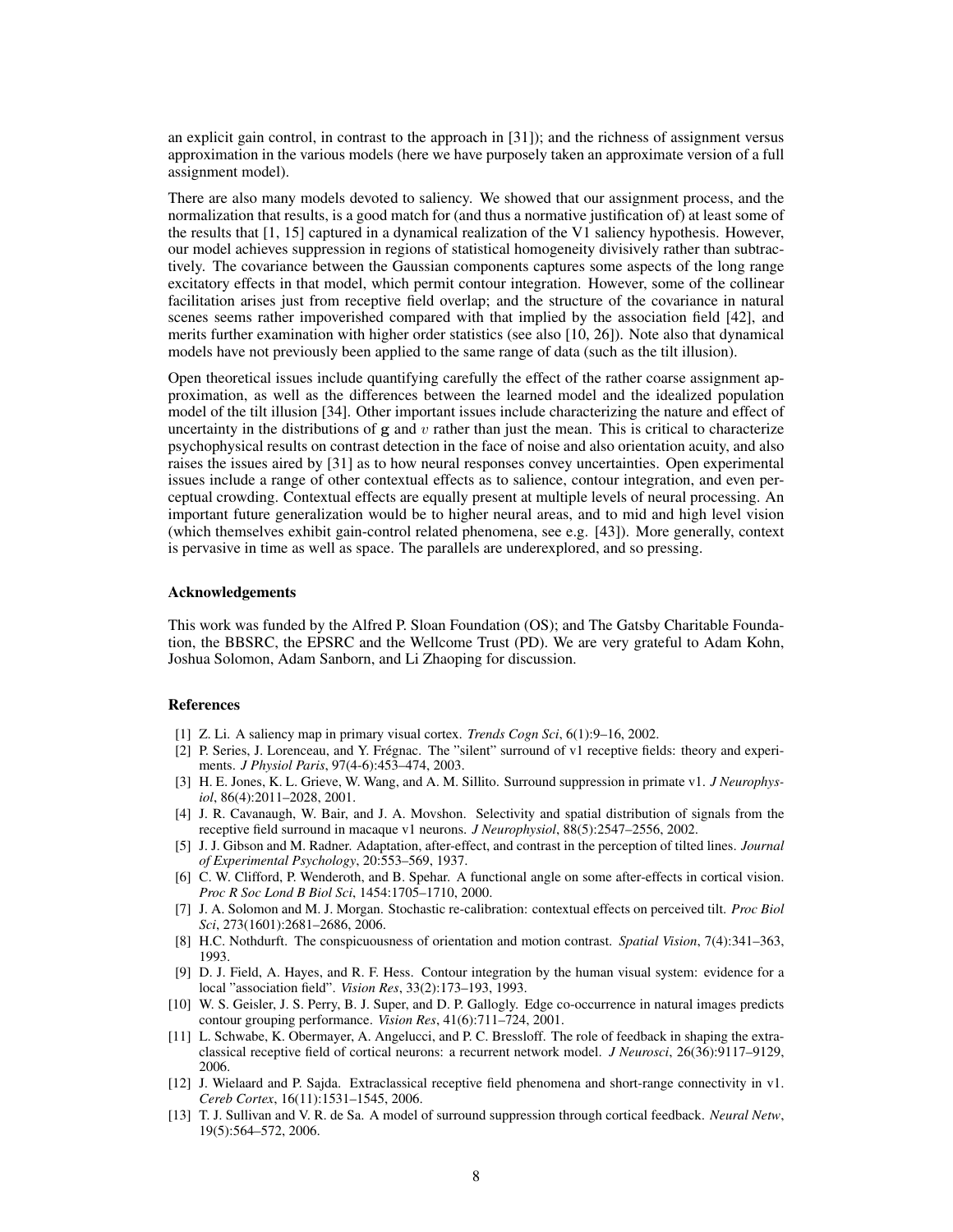an explicit gain control, in contrast to the approach in [31]); and the richness of assignment versus approximation in the various models (here we have purposely taken an approximate version of a full assignment model).

There are also many models devoted to saliency. We showed that our assignment process, and the normalization that results, is a good match for (and thus a normative justification of) at least some of the results that [1, 15] captured in a dynamical realization of the V1 saliency hypothesis. However, our model achieves suppression in regions of statistical homogeneity divisively rather than subtractively. The covariance between the Gaussian components captures some aspects of the long range excitatory effects in that model, which permit contour integration. However, some of the collinear facilitation arises just from receptive field overlap; and the structure of the covariance in natural scenes seems rather impoverished compared with that implied by the association field [42], and merits further examination with higher order statistics (see also [10, 26]). Note also that dynamical models have not previously been applied to the same range of data (such as the tilt illusion).

Open theoretical issues include quantifying carefully the effect of the rather coarse assignment approximation, as well as the differences between the learned model and the idealized population model of the tilt illusion [34]. Other important issues include characterizing the nature and effect of uncertainty in the distributions of $\mathbf{g}$ and $v$ rather than just the mean. This is critical to characterize psychophysical results on contrast detection in the face of noise and also orientation acuity, and also raises the issues aired by [31] as to how neural responses convey uncertainties. Open experimental issues include a range of other contextual effects as to salience, contour integration, and even perceptual crowding. Contextual effects are equally present at multiple levels of neural processing. An important future generalization would be to higher neural areas, and to mid and high level vision (which themselves exhibit gain-control related phenomena, see e.g. [43]). More generally, context is pervasive in time as well as space. The parallels are underexplored, and so pressing.

### Acknowledgements

This work was funded by the Alfred P. Sloan Foundation (OS); and The Gatsby Charitable Foundation, the BBSRC, the EPSRC and the Wellcome Trust (PD). We are very grateful to Adam Kohn, Joshua Solomon, Adam Sanborn, and Li Zhaoping for discussion.

### References

[1] Z. Li. A saliency map in primary visual cortex. *Trends Cogn Sci*, 6(1):9–16, 2002.

[2] P. Series, J. Lorenceau, and Y. Frégnac. The "silent" surround of v1 receptive fields: theory and experiments. *J Physiol Paris*, 97(4-6):453–474, 2003.

[3] H. E. Jones, K. L. Grieve, W. Wang, and A. M. Sillito. Surround suppression in primate v1. *J Neurophysiol*, 86(4):2011–2028, 2001.

[4] J. R. Cavanaugh, W. Bair, and J. A. Movshon. Selectivity and spatial distribution of signals from the receptive field surround in macaque v1 neurons. *J Neurophysiol*, 88(5):2547–2556, 2002.

[5] J. J. Gibson and M. Radner. Adaptation, after-effect, and contrast in the perception of tilted lines. *Journal of Experimental Psychology*, 20:553–569, 1937.

[6] C. W. Clifford, P. Wenderoth, and B. Spehar. A functional angle on some after-effects in cortical vision. *Proc R Soc Lond B Biol Sci*, 1454:1705–1710, 2000.

[7] J. A. Solomon and M. J. Morgan. Stochastic re-calibration: contextual effects on perceived tilt. *Proc Biol Sci*, 273(1601):2681–2686, 2006.

[8] H.C. Nothdurft. The conspicuousness of orientation and motion contrast. *Spatial Vision*, 7(4):341–363, 1993.

[9] D. J. Field, A. Hayes, and R. F. Hess. Contour integration by the human visual system: evidence for a local "association field". *Vision Res*, 33(2):173–193, 1993.

[10] W. S. Geisler, J. S. Perry, B. J. Super, and D. P. Gallogly. Edge co-occurrence in natural images predicts contour grouping performance. *Vision Res*, 41(6):711–724, 2001.

[11] L. Schwabe, K. Obermayer, A. Angelucci, and P. C. Bressloff. The role of feedback in shaping the extra-classical receptive field of cortical neurons: a recurrent network model. *J Neurosci*, 26(36):9117–9129, 2006.

[12] J. Wielaard and P. Sajda. Extraclassical receptive field phenomena and short-range connectivity in v1. *Cereb Cortex*, 16(11):1531–1545, 2006.

[13] T. J. Sullivan and V. R. de Sa. A model of surround suppression through cortical feedback. *Neural Netw*, 19(5):564–572, 2006.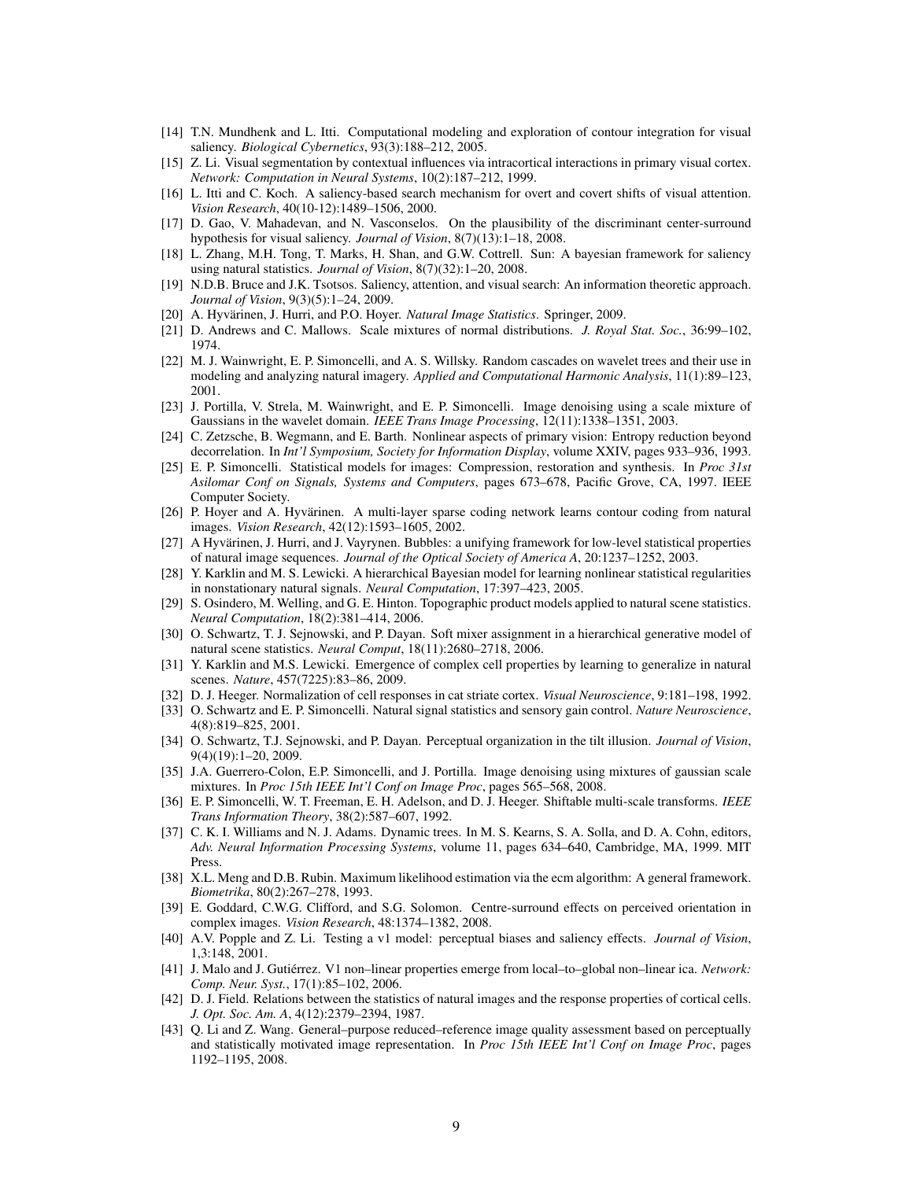[14] T.N. Mundhenk and L. Itti. Computational modeling and exploration of contour integration for visual saliency. *Biological Cybernetics*, 93(3):188–212, 2005.

[15] Z. Li. Visual segmentation by contextual influences via intracortical interactions in primary visual cortex. *Network: Computation in Neural Systems*, 10(2):187–212, 1999.

[16] L. Itti and C. Koch. A saliency-based search mechanism for overt and covert shifts of visual attention. *Vision Research*, 40(10-12):1489–1506, 2000.

[17] D. Gao, V. Mahadevan, and N. Vasconselos. On the plausibility of the discriminant center-surround hypothesis for visual saliency. *Journal of Vision*, 8(7)(13):1–18, 2008.

[18] L. Zhang, M.H. Tong, T. Marks, H. Shan, and G.W. Cottrell. Sun: A bayesian framework for saliency using natural statistics. *Journal of Vision*, 8(7)(32):1–20, 2008.

[19] N.D.B. Bruce and J.K. Tsotsos. Saliency, attention, and visual search: An information theoretic approach. *Journal of Vision*, 9(3)(5):1–24, 2009.

[20] A. Hyvärinen, J. Hurri, and P.O. Hoyer. *Natural Image Statistics*. Springer, 2009.

[21] D. Andrews and C. Mallows. Scale mixtures of normal distributions. *J. Royal Stat. Soc.*, 36:99–102, 1974.

[22] M. J. Wainwright, E. P. Simoncelli, and A. S. Willsky. Random cascades on wavelet trees and their use in modeling and analyzing natural imagery. *Applied and Computational Harmonic Analysis*, 11(1):89–123, 2001.

[23] J. Portilla, V. Strela, M. Wainwright, and E. P. Simoncelli. Image denoising using a scale mixture of Gaussians in the wavelet domain. *IEEE Trans Image Processing*, 12(11):1338–1351, 2003.

[24] C. Zetzsche, B. Wegmann, and E. Barth. Nonlinear aspects of primary vision: Entropy reduction beyond decorrelation. In *Int'l Symposium, Society for Information Display*, volume XXIV, pages 933–936, 1993.

[25] E. P. Simoncelli. Statistical models for images: Compression, restoration and synthesis. In *Proc 31st Asilomar Conf on Signals, Systems and Computers*, pages 673–678, Pacific Grove, CA, 1997. IEEE Computer Society.

[26] P. Hoyer and A. Hyvärinen. A multi-layer sparse coding network learns contour coding from natural images. *Vision Research*, 42(12):1593–1605, 2002.

[27] A Hyvärinen, J. Hurri, and J. Vayrynen. Bubbles: a unifying framework for low-level statistical properties of natural image sequences. *Journal of the Optical Society of America A*, 20:1237–1252, 2003.

[28] Y. Karklin and M. S. Lewicki. A hierarchical Bayesian model for learning nonlinear statistical regularities in nonstationary natural signals. *Neural Computation*, 17:397–423, 2005.

[29] S. Osindero, M. Welling, and G. E. Hinton. Topographic product models applied to natural scene statistics. *Neural Computation*, 18(2):381–414, 2006.

[30] O. Schwartz, T. J. Sejnowski, and P. Dayan. Soft mixer assignment in a hierarchical generative model of natural scene statistics. *Neural Comput*, 18(11):2680–2718, 2006.

[31] Y. Karklin and M.S. Lewicki. Emergence of complex cell properties by learning to generalize in natural scenes. *Nature*, 457(7225):83–86, 2009.

[32] D. J. Heeger. Normalization of cell responses in cat striate cortex. *Visual Neuroscience*, 9:181–198, 1992.

[33] O. Schwartz and E. P. Simoncelli. Natural signal statistics and sensory gain control. *Nature Neuroscience*, 4(8):819–825, 2001.

[34] O. Schwartz, T.J. Sejnowski, and P. Dayan. Perceptual organization in the tilt illusion. *Journal of Vision*, 9(4)(19):1–20, 2009.

[35] J.A. Guerrero-Colon, E.P. Simoncelli, and J. Portilla. Image denoising using mixtures of gaussian scale mixtures. In *Proc 15th IEEE Int'l Conf on Image Proc*, pages 565–568, 2008.

[36] E. P. Simoncelli, W. T. Freeman, E. H. Adelson, and D. J. Heeger. Shiftable multi-scale transforms. *IEEE Trans Information Theory*, 38(2):587–607, 1992.

[37] C. K. I. Williams and N. J. Adams. Dynamic trees. In M. S. Kearns, S. A. Solla, and D. A. Cohn, editors, *Adv. Neural Information Processing Systems*, volume 11, pages 634–640, Cambridge, MA, 1999. MIT Press.

[38] X.L. Meng and D.B. Rubin. Maximum likelihood estimation via the ecm algorithm: A general framework. *Biometrika*, 80(2):267–278, 1993.

[39] E. Goddard, C.W.G. Clifford, and S.G. Solomon. Centre-surround effects on perceived orientation in complex images. *Vision Research*, 48:1374–1382, 2008.

[40] A.V. Popple and Z. Li. Testing a v1 model: perceptual biases and saliency effects. *Journal of Vision*, 1,3:148, 2001.

[41] J. Malo and J. Gutiérrez. V1 non–linear properties emerge from local–to–global non–linear ica. *Network: Comp. Neur. Syst.*, 17(1):85–102, 2006.

[42] D. J. Field. Relations between the statistics of natural images and the response properties of cortical cells. *J. Opt. Soc. Am. A*, 4(12):2379–2394, 1987.

[43] Q. Li and Z. Wang. General–purpose reduced–reference image quality assessment based on perceptually and statistically motivated image representation. In *Proc 15th IEEE Int'l Conf on Image Proc*, pages 1192–1195, 2008.